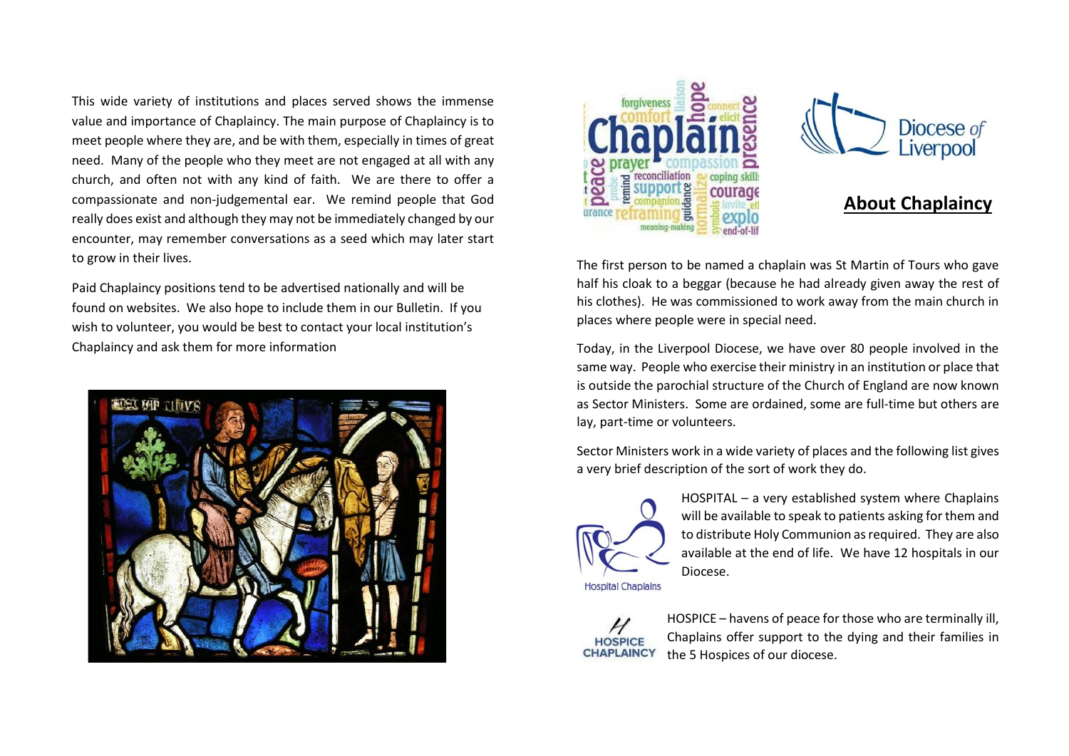This wide variety of institutions and places served shows the immense value and importance of Chaplaincy. The main purpose of Chaplaincy is to meet people where they are, and be with them, especially in times of great need. Many of the people who they meet are not engaged at all with any church, and often not with any kind of faith. We are there to offer a compassionate and non-judgemental ear. We remind people that God really does exist and although they may not be immediately changed by our encounter, may remember conversations as a seed which may later start to grow in their lives.

Paid Chaplaincy positions tend to be advertised nationally and will be found on websites. We also hope to include them in our Bulletin. If you wish to volunteer, you would be best to contact your local institution's Chaplaincy and ask them for more information

Diocese of Liverpool

## About Chaplaincy

The first person to be named a chaplain was St Martin of Tours who gave half his cloak to a beggar (because he had already given away the rest of his clothes). He was commissioned to work away from the main church in places where people were in special need.

Today, in the Liverpool Diocese, we have over 80 people involved in the same way. People who exercise their ministry in an institution or place that is outside the parochial structure of the Church of England are now known as Sector Ministers. Some are ordained, some are full-time but others are lay, part-time or volunteers.

Sector Ministers work in a wide variety of places and the following list gives a very brief description of the sort of work they do.

HOSPITAL – a very established system where Chaplains will be available to speak to patients asking for them and to distribute Holy Communion as required. They are also available at the end of life. We have 12 hospitals in our Diocese.

HOSPICE – havens of peace for those who are terminally ill, Chaplains offer support to the dying and their families in the 5 Hospices of our diocese.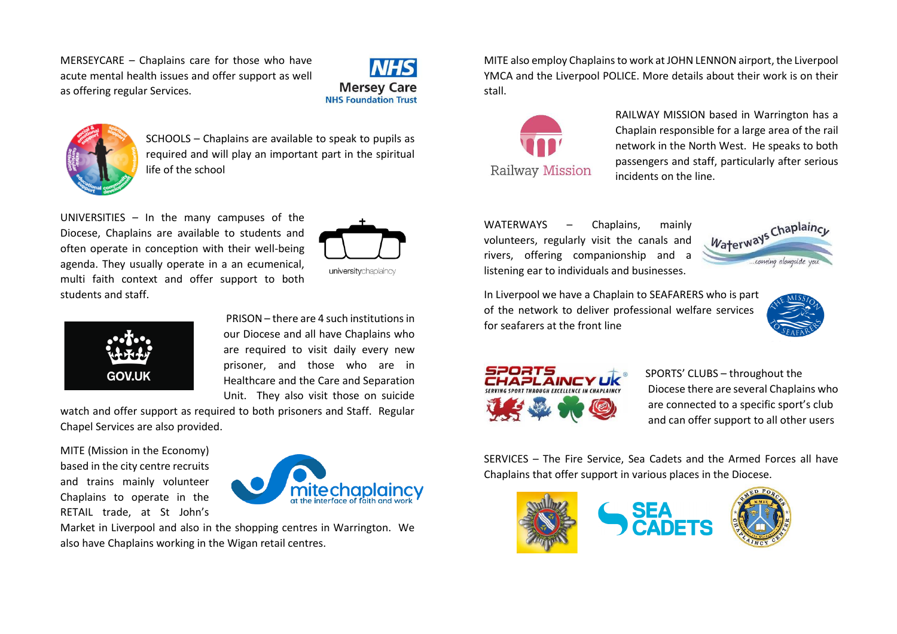MERSEYCARE – Chaplains care for those who have acute mental health issues and offer support as well as offering regular Services.

SCHOOLS – Chaplains are available to speak to pupils as required and will play an important part in the spiritual life of the school

UNIVERSITIES – In the many campuses of the Diocese, Chaplains are available to students and often operate in conception with their well-being agenda. They usually operate in a an ecumenical, multi faith context and offer support to both students and staff.

PRISON – there are 4 such institutions in our Diocese and all have Chaplains who are required to visit daily every new prisoner, and those who are in Healthcare and the Care and Separation Unit. They also visit those on suicide watch and offer support as required to both prisoners and Staff. Regular Chapel Services are also provided.

MITE (Mission in the Economy) based in the city centre recruits and trains mainly volunteer Chaplains to operate in the RETAIL trade, at St John's Market in Liverpool and also in the shopping centres in Warrington. We also have Chaplains working in the Wigan retail centres.

MITE also employ Chaplains to work at JOHN LENNON airport, the Liverpool YMCA and the Liverpool POLICE. More details about their work is on their stall.

RAILWAY MISSION based in Warrington has a Chaplain responsible for a large area of the rail network in the North West. He speaks to both passengers and staff, particularly after serious incidents on the line.

WATERWAYS – Chaplains, mainly volunteers, regularly visit the canals and rivers, offering companionship and a listening ear to individuals and businesses.

In Liverpool we have a Chaplain to SEAFARERS who is part of the network to deliver professional welfare services for seafarers at the front line

SPORTS' CLUBS – throughout the Diocese there are several Chaplains who are connected to a specific sport's club and can offer support to all other users

SERVICES – The Fire Service, Sea Cadets and the Armed Forces all have Chaplains that offer support in various places in the Diocese.